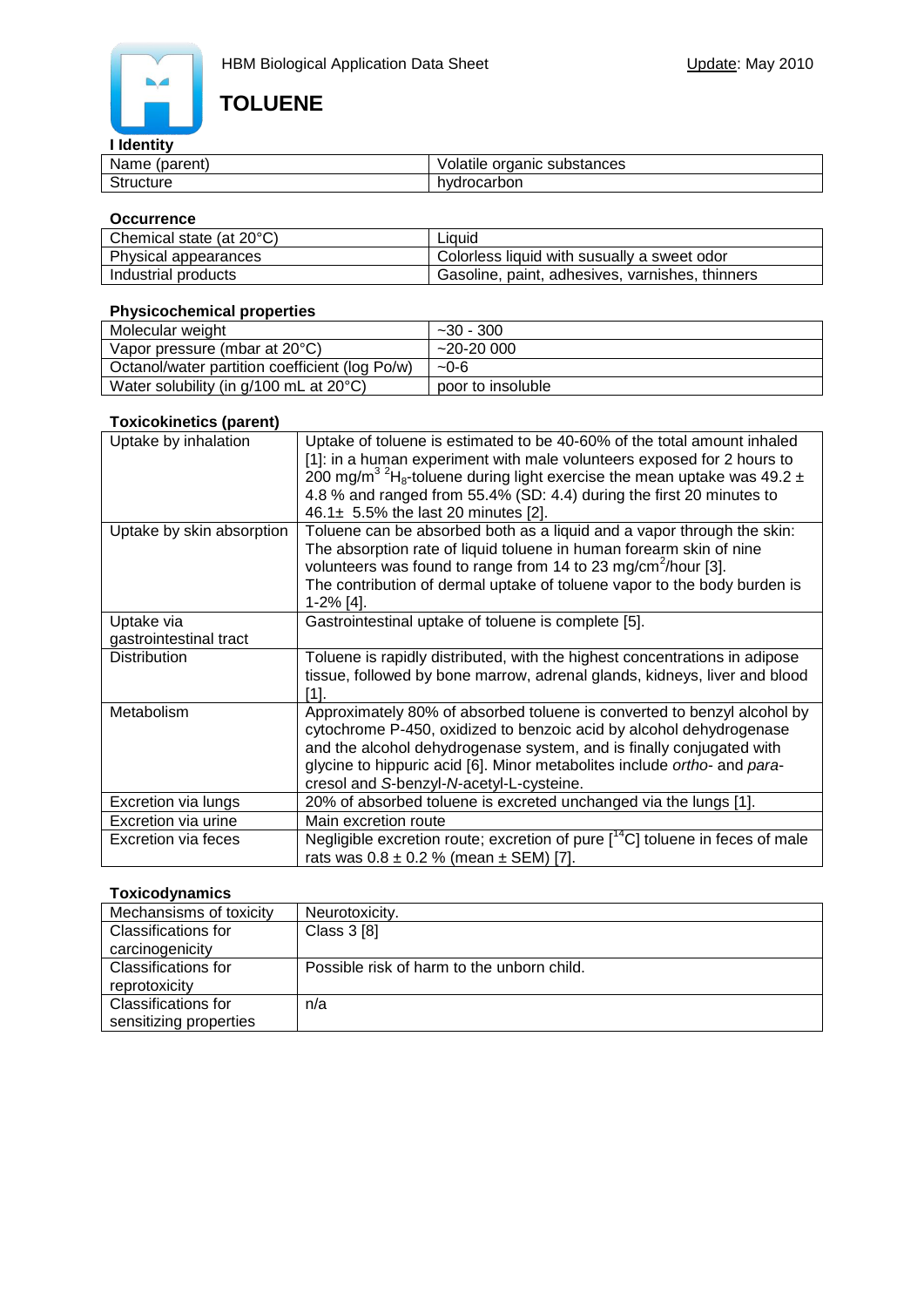HBM Biological Application Data Sheet

Update: May 2010

# TOLUENE

### I Identity

| Name (parent) | Volatile organic substances |
|---|---|
| Structure | hydrocarbon |

### Occurrence

| Chemical state (at 20°C) | Liquid |
|---|---|
| Physical appearances | Colorless liquid with susually a sweet odor |
| Industrial products | Gasoline, paint, adhesives, varnishes, thinners |

### Physicochemical properties

| Molecular weight | ~30 - 300 |
|---|---|
| Vapor pressure (mbar at 20°C) | ~20-20 000 |
| Octanol/water partition coefficient (log Po/w) | ~0-6 |
| Water solubility (in g/100 mL at 20°C) | poor to insoluble |

### Toxicokinetics (parent)

| Uptake by inhalation | Uptake of toluene is estimated to be 40-60% of the total amount inhaled [1]: in a human experiment with male volunteers exposed for 2 hours to 200 $mg/m^3$ $^2H_8$-toluene during light exercise the mean uptake was 49.2 ± 4.8 % and ranged from 55.4% (SD: 4.4) during the first 20 minutes to 46.1± 5.5% the last 20 minutes [2]. |
|---|---|
| Uptake by skin absorption | Toluene can be absorbed both as a liquid and a vapor through the skin: The absorption rate of liquid toluene in human forearm skin of nine volunteers was found to range from 14 to 23 $mg/cm^2$/hour [3]. The contribution of dermal uptake of toluene vapor to the body burden is 1-2% [4]. |
| Uptake via gastrointestinal tract | Gastrointestinal uptake of toluene is complete [5]. |
| Distribution | Toluene is rapidly distributed, with the highest concentrations in adipose tissue, followed by bone marrow, adrenal glands, kidneys, liver and blood [1]. |
| Metabolism | Approximately 80% of absorbed toluene is converted to benzyl alcohol by cytochrome P-450, oxidized to benzoic acid by alcohol dehydrogenase and the alcohol dehydrogenase system, and is finally conjugated with glycine to hippuric acid [6]. Minor metabolites include *ortho*- and *para*-cresol and *S*-benzyl-*N*-acetyl-L-cysteine. |
| Excretion via lungs | 20% of absorbed toluene is excreted unchanged via the lungs [1]. |
| Excretion via urine | Main excretion route |
| Excretion via feces | Negligible excretion route; excretion of pure [$^{14}$C] toluene in feces of male rats was 0.8 ± 0.2 % (mean ± SEM) [7]. |

### Toxicodynamics

| Mechansisms of toxicity | Neurotoxicity. |
|---|---|
| Classifications for carcinogenicity | Class 3 [8] |
| Classifications for reprotoxicity | Possible risk of harm to the unborn child. |
| Classifications for sensitizing properties | n/a |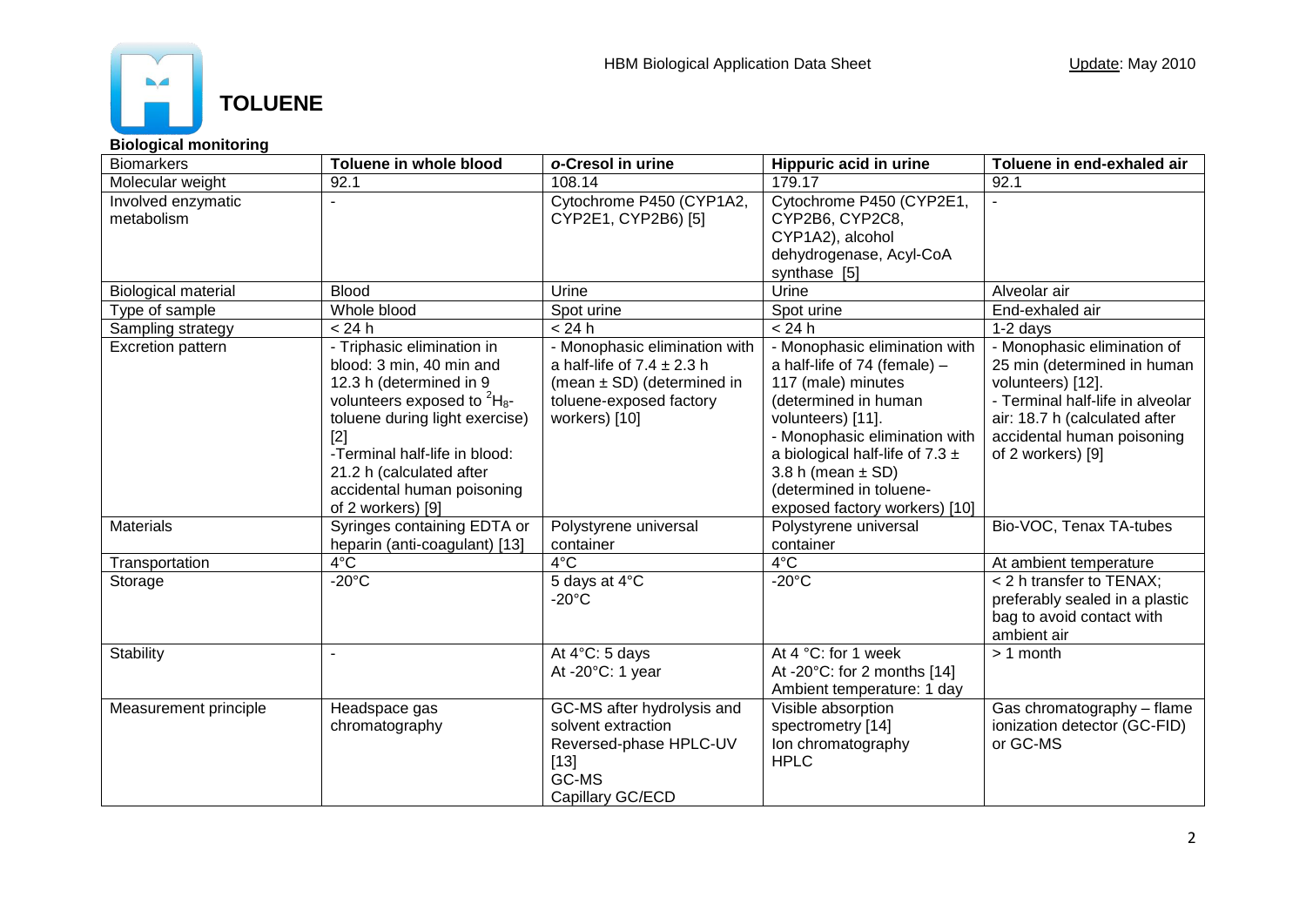# TOLUENE

**Biological monitoring**

| Biomarkers | Toluene in whole blood | *o*-Cresol in urine | Hippuric acid in urine | Toluene in end-exhaled air |
|---|---|---|---|---|
| Molecular weight | 92.1 | 108.14 | 179.17 | 92.1 |
| Involved enzymatic metabolism | - | Cytochrome P450 (CYP1A2, CYP2E1, CYP2B6) [5] | Cytochrome P450 (CYP2E1, CYP2B6, CYP2C8, CYP1A2), alcohol dehydrogenase, Acyl-CoA synthase [5] | - |
| Biological material | Blood | Urine | Urine | Alveolar air |
| Type of sample | Whole blood | Spot urine | Spot urine | End-exhaled air |
| Sampling strategy | < 24 h | < 24 h | < 24 h | 1-2 days |
| Excretion pattern | - Triphasic elimination in blood: 3 min, 40 min and 12.3 h (determined in 9 volunteers exposed to $^{2}H_{8}$-toluene during light exercise) [2]<br>-Terminal half-life in blood: 21.2 h (calculated after accidental human poisoning of 2 workers) [9] | - Monophasic elimination with a half-life of 7.4 ± 2.3 h (mean ± SD) (determined in toluene-exposed factory workers) [10] | - Monophasic elimination with a half-life of 74 (female) – 117 (male) minutes (determined in human volunteers) [11].<br>- Monophasic elimination with a biological half-life of 7.3 ± 3.8 h (mean ± SD) (determined in toluene-exposed factory workers) [10] | - Monophasic elimination of 25 min (determined in human volunteers) [12].<br>- Terminal half-life in alveolar air: 18.7 h (calculated after accidental human poisoning of 2 workers) [9] |
| Materials | Syringes containing EDTA or heparin (anti-coagulant) [13] | Polystyrene universal container | Polystyrene universal container | Bio-VOC, Tenax TA-tubes |
| Transportation | 4°C | 4°C | 4°C | At ambient temperature |
| Storage | -20°C | 5 days at 4°C<br>-20°C | -20°C | < 2 h transfer to TENAX; preferably sealed in a plastic bag to avoid contact with ambient air |
| Stability | - | At 4°C: 5 days<br>At -20°C: 1 year | At 4 °C: for 1 week<br>At -20°C: for 2 months [14]<br>Ambient temperature: 1 day | > 1 month |
| Measurement principle | Headspace gas chromatography | GC-MS after hydrolysis and solvent extraction<br>Reversed-phase HPLC-UV [13]<br>GC-MS<br>Capillary GC/ECD | Visible absorption spectrometry [14]<br>Ion chromatography<br>HPLC | Gas chromatography – flame ionization detector (GC-FID) or GC-MS |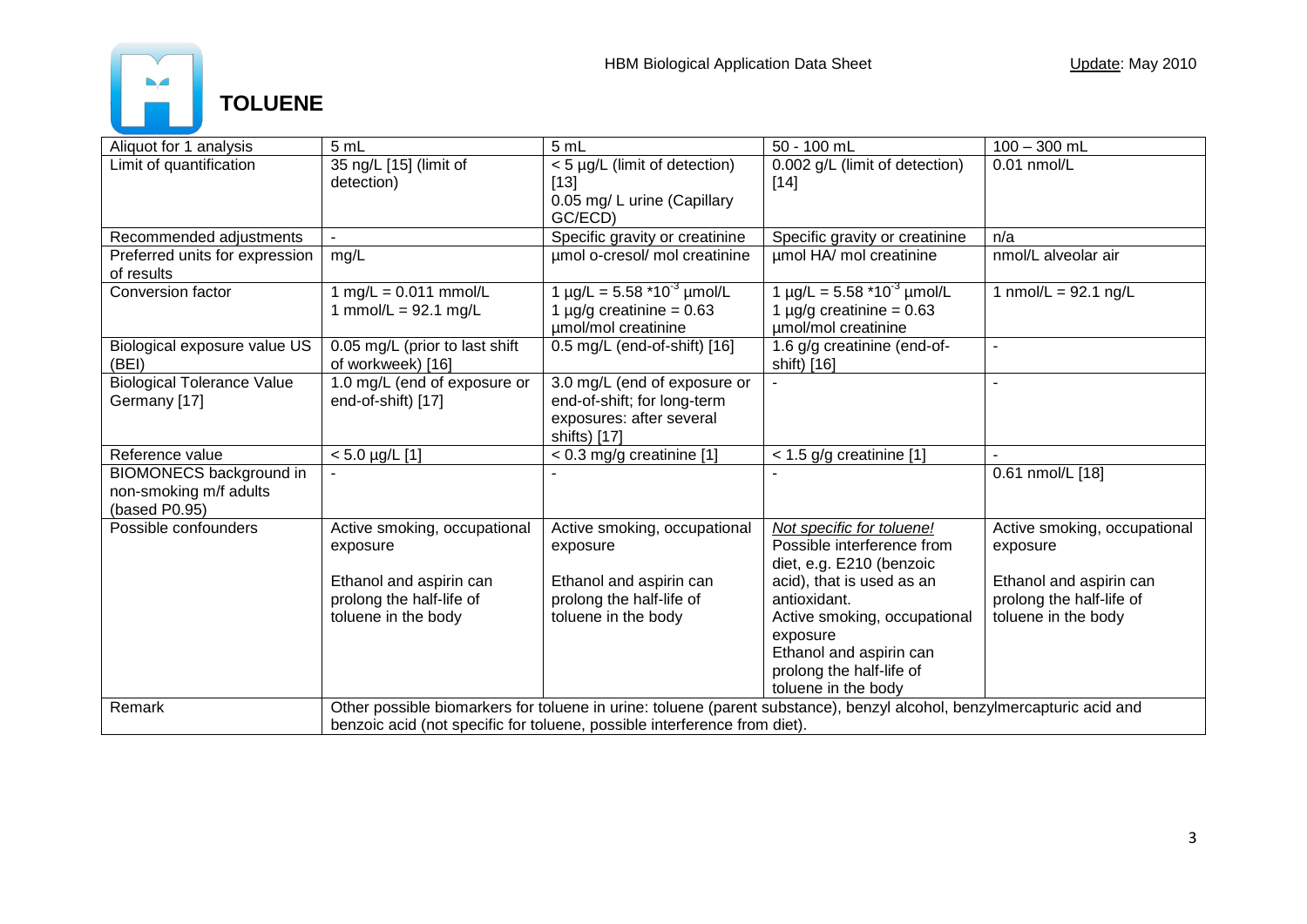# TOLUENE

| Aliquot for 1 analysis | 5 mL | 5 mL | 50 - 100 mL | 100 – 300 mL |
|---|---|---|---|---|
| Limit of quantification | 35 ng/L [15] (limit of detection) | < 5 µg/L (limit of detection) [13] 0.05 mg/ L urine (Capillary GC/ECD) | 0.002 g/L (limit of detection) [14] | 0.01 nmol/L |
| Recommended adjustments | - | Specific gravity or creatinine | Specific gravity or creatinine | n/a |
| Preferred units for expression of results | mg/L | µmol o-cresol/ mol creatinine | µmol HA/ mol creatinine | nmol/L alveolar air |
| Conversion factor | 1 mg/L = 0.011 mmol/L 1 mmol/L = 92.1 mg/L | 1 µg/L = 5.58 $*10^{-3}$ µmol/L 1 µg/g creatinine = 0.63 µmol/mol creatinine | 1 µg/L = 5.58 $*10^{-3}$ µmol/L 1 µg/g creatinine = 0.63 µmol/mol creatinine | 1 nmol/L = 92.1 ng/L |
| Biological exposure value US (BEI) | 0.05 mg/L (prior to last shift of workweek) [16] | 0.5 mg/L (end-of-shift) [16] | 1.6 g/g creatinine (end-of-shift) [16] | - |
| Biological Tolerance Value Germany [17] | 1.0 mg/L (end of exposure or end-of-shift) [17] | 3.0 mg/L (end of exposure or end-of-shift; for long-term exposures: after several shifts) [17] | - | - |
| Reference value | < 5.0 µg/L [1] | < 0.3 mg/g creatinine [1] | < 1.5 g/g creatinine [1] | - |
| BIOMONECS background in non-smoking m/f adults (based P0.95) | - | - | - | 0.61 nmol/L [18] |
| Possible confounders | Active smoking, occupational exposure<br><br>Ethanol and aspirin can prolong the half-life of toluene in the body | Active smoking, occupational exposure<br><br>Ethanol and aspirin can prolong the half-life of toluene in the body | *Not specific for toluene!* Possible interference from diet, e.g. E210 (benzoic acid), that is used as an antioxidant. Active smoking, occupational exposure Ethanol and aspirin can prolong the half-life of toluene in the body | Active smoking, occupational exposure<br><br>Ethanol and aspirin can prolong the half-life of toluene in the body |
| Remark | Other possible biomarkers for toluene in urine: toluene (parent substance), benzyl alcohol, benzylmercapturic acid and benzoic acid (not specific for toluene, possible interference from diet). | | | |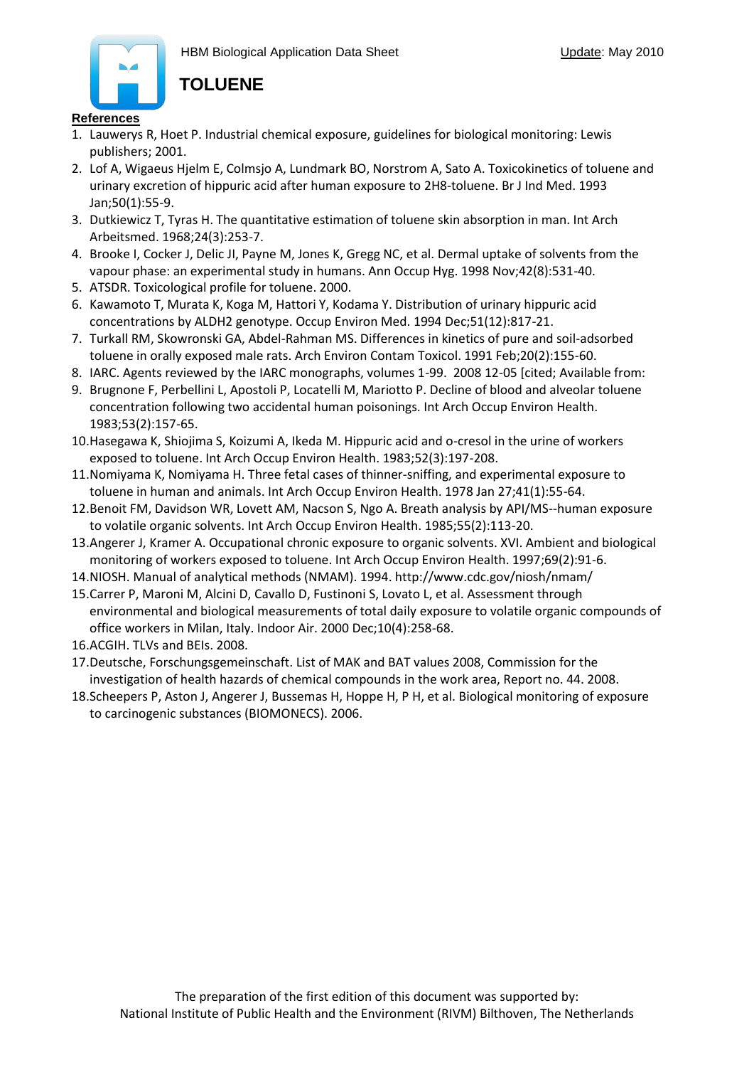# TOLUENE

## References

1. Lauwerys R, Hoet P. Industrial chemical exposure, guidelines for biological monitoring: Lewis publishers; 2001.
2. Lof A, Wigaeus Hjelm E, Colmsjo A, Lundmark BO, Norstrom A, Sato A. Toxicokinetics of toluene and urinary excretion of hippuric acid after human exposure to 2H8-toluene. Br J Ind Med. 1993 Jan;50(1):55-9.
3. Dutkiewicz T, Tyras H. The quantitative estimation of toluene skin absorption in man. Int Arch Arbeitsmed. 1968;24(3):253-7.
4. Brooke I, Cocker J, Delic JI, Payne M, Jones K, Gregg NC, et al. Dermal uptake of solvents from the vapour phase: an experimental study in humans. Ann Occup Hyg. 1998 Nov;42(8):531-40.
5. ATSDR. Toxicological profile for toluene. 2000.
6. Kawamoto T, Murata K, Koga M, Hattori Y, Kodama Y. Distribution of urinary hippuric acid concentrations by ALDH2 genotype. Occup Environ Med. 1994 Dec;51(12):817-21.
7. Turkall RM, Skowronski GA, Abdel-Rahman MS. Differences in kinetics of pure and soil-adsorbed toluene in orally exposed male rats. Arch Environ Contam Toxicol. 1991 Feb;20(2):155-60.
8. IARC. Agents reviewed by the IARC monographs, volumes 1-99. 2008 12-05 [cited; Available from:
9. Brugnone F, Perbellini L, Apostoli P, Locatelli M, Mariotto P. Decline of blood and alveolar toluene concentration following two accidental human poisonings. Int Arch Occup Environ Health. 1983;53(2):157-65.
10. Hasegawa K, Shiojima S, Koizumi A, Ikeda M. Hippuric acid and o-cresol in the urine of workers exposed to toluene. Int Arch Occup Environ Health. 1983;52(3):197-208.
11. Nomiyama K, Nomiyama H. Three fetal cases of thinner-sniffing, and experimental exposure to toluene in human and animals. Int Arch Occup Environ Health. 1978 Jan 27;41(1):55-64.
12. Benoit FM, Davidson WR, Lovett AM, Nacson S, Ngo A. Breath analysis by API/MS--human exposure to volatile organic solvents. Int Arch Occup Environ Health. 1985;55(2):113-20.
13. Angerer J, Kramer A. Occupational chronic exposure to organic solvents. XVI. Ambient and biological monitoring of workers exposed to toluene. Int Arch Occup Environ Health. 1997;69(2):91-6.
14. NIOSH. Manual of analytical methods (NMAM). 1994. http://www.cdc.gov/niosh/nmam/
15. Carrer P, Maroni M, Alcini D, Cavallo D, Fustinoni S, Lovato L, et al. Assessment through environmental and biological measurements of total daily exposure to volatile organic compounds of office workers in Milan, Italy. Indoor Air. 2000 Dec;10(4):258-68.
16. ACGIH. TLVs and BEIs. 2008.
17. Deutsche, Forschungsgemeinschaft. List of MAK and BAT values 2008, Commission for the investigation of health hazards of chemical compounds in the work area, Report no. 44. 2008.
18. Scheepers P, Aston J, Angerer J, Bussemas H, Hoppe H, P H, et al. Biological monitoring of exposure to carcinogenic substances (BIOMONECS). 2006.

The preparation of the first edition of this document was supported by:
National Institute of Public Health and the Environment (RIVM) Bilthoven, The Netherlands